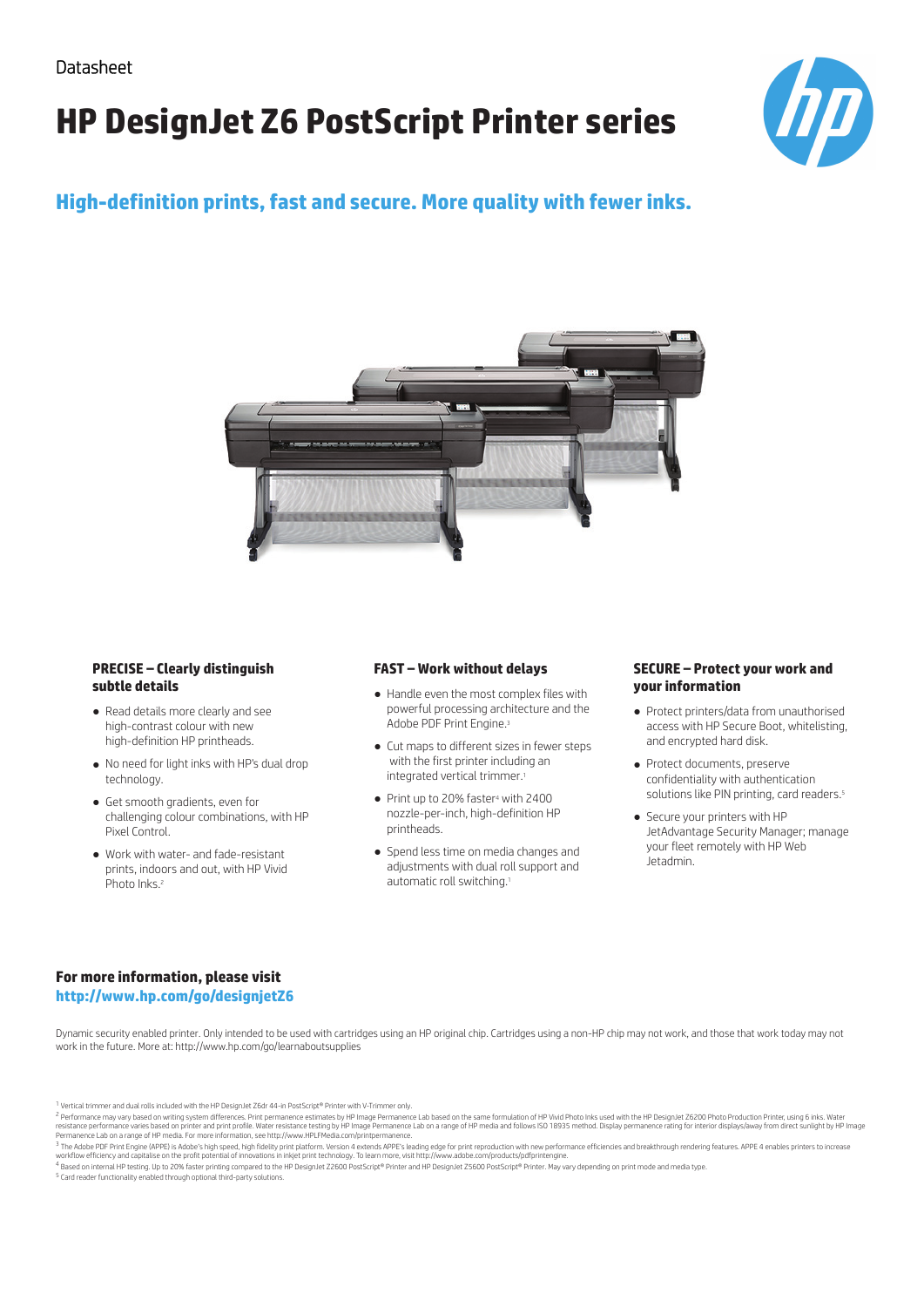Datasheet

# HP DesignJet Z6 PostScript Printer series

## High-definition prints, fast and secure. More quality with fewer inks.

### PRECISE – Clearly distinguish subtle details

- Read details more clearly and see high-contrast colour with new high-definition HP printheads.
- No need for light inks with HP's dual drop technology.
- Get smooth gradients, even for challenging colour combinations, with HP Pixel Control.
- Work with water- and fade-resistant prints, indoors and out, with HP Vivid Photo Inks.[2]

### FAST – Work without delays

- Handle even the most complex files with powerful processing architecture and the Adobe PDF Print Engine.[3]
- Cut maps to different sizes in fewer steps with the first printer including an integrated vertical trimmer.[1]
- Print up to 20% faster[4] with 2400 nozzle-per-inch, high-definition HP printheads.
- Spend less time on media changes and adjustments with dual roll support and automatic roll switching.[1]

### SECURE – Protect your work and your information

- Protect printers/data from unauthorised access with HP Secure Boot, whitelisting, and encrypted hard disk.
- Protect documents, preserve confidentiality with authentication solutions like PIN printing, card readers.[5]
- Secure your printers with HP JetAdvantage Security Manager; manage your fleet remotely with HP Web Jetadmin.

**For more information, please visit**
**http://www.hp.com/go/designjetZ6**

Dynamic security enabled printer. Only intended to be used with cartridges using an HP original chip. Cartridges using a non-HP chip may not work, and those that work today may not work in the future. More at: http://www.hp.com/go/learnaboutsupplies

[1] Vertical trimmer and dual rolls included with the HP DesignJet Z6dr 44-in PostScript® Printer with V-Trimmer only.

[2] Performance may vary based on writing system differences. Print permanence estimates by HP Image Permanence Lab based on the same formulation of HP Vivid Photo Inks used with the HP DesignJet Z6200 Photo Production Printer, using 6 inks. Water resistance performance varies based on printer and print profile. Water resistance testing by HP Image Permanence Lab on a range of HP media and follows ISO 18935 method. Display permanence rating for interior displays/away from direct sunlight by HP Image Permanence Lab on a range of HP media. For more information, see http://www.HPLFMedia.com/printpermanence.

[3] The Adobe PDF Print Engine (APPE) is Adobe's high speed, high fidelity print platform. Version 4 extends APPE's leading edge for print reproduction with new performance efficiencies and breakthrough rendering features. APPE 4 enables printers to increase workflow efficiency and capitalise on the profit potential of innovations in inkjet print technology. To learn more, visit http://www.adobe.com/products/pdfprintengine.

[4] Based on internal HP testing. Up to 20% faster printing compared to the HP DesignJet Z2600 PostScript® Printer and HP DesignJet Z5600 PostScript® Printer. May vary depending on print mode and media type.

[5] Card reader functionality enabled through optional third-party solutions.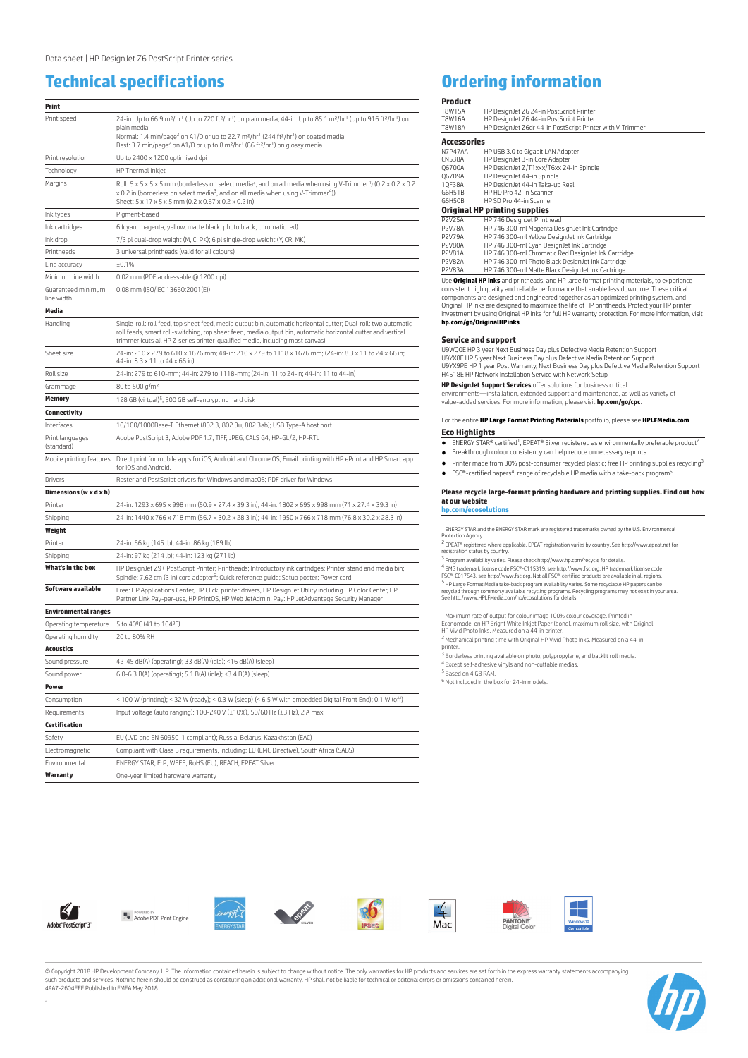## Technical specifications

| | |
|---|---|
| **Print** | |
| Print speed | 24-in: Up to 66.9 m²/hr[1] (Up to 720 ft²/hr[1]) on plain media; 44-in: Up to 85.1 m²/hr[1] (Up to 916 ft²/hr[1]) on plain media<br>Normal: 1.4 min/page[2] on A1/D or up to 22.7 m²/hr[1] (244 ft²/hr[1]) on coated media<br>Best: 3.7 min/page[2] on A1/D or up to 8 m²/hr[1] (86 ft²/hr[1]) on glossy media |
| Print resolution | Up to 2400 x 1200 optimised dpi |
| Technology | HP Thermal Inkjet |
| Margins | Roll: 5 x 5 x 5 x 5 mm (borderless on select media[3], and on all media when using V-Trimmer[4]) (0.2 x 0.2 x 0.2 x 0.2 in (borderless on select media[3], and on all media when using V-Trimmer[4]))<br>Sheet: 5 x 17 x 5 x 5 mm (0.2 x 0.67 x 0.2 x 0.2 in) |
| Ink types | Pigment-based |
| Ink cartridges | 6 (cyan, magenta, yellow, matte black, photo black, chromatic red) |
| Ink drop | 7/3 pl dual-drop weight (M, C, PK); 6 pl single-drop weight (Y, CR, MK) |
| Printheads | 3 universal printheads (valid for all colours) |
| Line accuracy | ±0.1% |
| Minimum line width | 0.02 mm (PDF addressable @ 1200 dpi) |
| Guaranteed minimum line width | 0.08 mm (ISO/IEC 13660:2001(E)) |
| **Media** | |
| Handling | Single-roll: roll feed, top sheet feed, media output bin, automatic horizontal cutter; Dual-roll: two automatic roll feeds, smart roll-switching, top sheet feed, media output bin, automatic horizontal cutter and vertical trimmer (cuts all HP Z-series printer-qualified media, including most canvas) |
| Sheet size | 24-in: 210 x 279 to 610 x 1676 mm; 44-in: 210 x 279 to 1118 x 1676 mm; (24-in: 8.3 x 11 to 24 x 66 in; 44-in: 8.3 x 11 to 44 x 66 in) |
| Roll size | 24-in: 279 to 610-mm; 44-in: 279 to 1118-mm; (24-in: 11 to 24-in; 44-in: 11 to 44-in) |
| Grammage | 80 to 500 g/m² |
| **Memory** | 128 GB (virtual)[5]; 500 GB self-encrypting hard disk |
| **Connectivity** | |
| Interfaces | 10/100/1000Base-T Ethernet (802.3, 802.3u, 802.3ab); USB Type-A host port |
| Print languages (standard) | Adobe PostScript 3, Adobe PDF 1.7, TIFF, JPEG, CALS G4, HP-GL/2, HP-RTL |
| Mobile printing features | Direct print for mobile apps for iOS, Android and Chrome OS; Email printing with HP ePrint and HP Smart app for iOS and Android. |
| Drivers | Raster and PostScript drivers for Windows and macOS; PDF driver for Windows |
| **Dimensions (w x d x h)** | |
| Printer | 24-in: 1293 x 695 x 998 mm (50.9 x 27.4 x 39.3 in); 44-in: 1802 x 695 x 998 mm (71 x 27.4 x 39.3 in) |
| Shipping | 24-in: 1440 x 766 x 718 mm (56.7 x 30.2 x 28.3 in); 44-in: 1950 x 766 x 718 mm (76.8 x 30.2 x 28.3 in) |
| **Weight** | |
| Printer | 24-in: 66 kg (145 lb); 44-in: 86 kg (189 lb) |
| Shipping | 24-in: 97 kg (214 lb); 44-in: 123 kg (271 lb) |
| **What's in the box** | HP DesignJet Z9+ PostScript Printer; Printheads; Introductory ink cartridges; Printer stand and media bin; Spindle; 7.62 cm (3 in) core adapter[6]; Quick reference guide; Setup poster; Power cord |
| **Software available** | Free: HP Applications Center, HP Click, printer drivers, HP DesignJet Utility including HP Color Center, HP Partner Link Pay-per-use, HP PrintOS, HP Web JetAdmin; Pay: HP JetAdvantage Security Manager |
| **Environmental ranges** | |
| Operating temperature | 5 to 40ºC (41 to 104ºF) |
| Operating humidity | 20 to 80% RH |
| **Acoustics** | |
| Sound pressure | 42-45 dB(A) (operating); 33 dB(A) (idle); <16 dB(A) (sleep) |
| Sound power | 6.0-6.3 B(A) (operating); 5.1 B(A) (idle); <3.4 B(A) (sleep) |
| **Power** | |
| Consumption | < 100 W (printing); < 32 W (ready); < 0.3 W (sleep) (< 6.5 W with embedded Digital Front End); 0.1 W (off) |
| Requirements | Input voltage (auto ranging): 100-240 V (±10%), 50/60 Hz (±3 Hz), 2 A max |
| **Certification** | |
| Safety | EU (LVD and EN 60950-1 compliant); Russia, Belarus, Kazakhstan (EAC) |
| Electromagnetic | Compliant with Class B requirements, including: EU (EMC Directive), South Africa (SABS) |
| Environmental | ENERGY STAR; ErP; WEEE; RoHS (EU); REACH; EPEAT Silver |
| **Warranty** | One-year limited hardware warranty |

## Ordering information

| | |
|---|---|
| **Product** | |
| T8W15A | HP DesignJet Z6 24-in PostScript Printer |
| T8W16A | HP DesignJet Z6 44-in PostScript Printer |
| T8W18A | HP DesignJet Z6dr 44-in PostScript Printer with V-Trimmer |
| **Accessories** | |
| N7P47AA | HP USB 3.0 to Gigabit LAN Adapter |
| CN538A | HP DesignJet 3-in Core Adapter |
| Q6700A | HP DesignJet Z/T1xxx/T6xx 24-in Spindle |
| Q6709A | HP DesignJet 44-in Spindle |
| 1QF38A | HP DesignJet 44-in Take-up Reel |
| G6H51B | HP HD Pro 42-in Scanner |
| G6H50B | HP SD Pro 44-in Scanner |
| **Original HP printing supplies** | |
| P2V25A | HP 746 DesignJet Printhead |
| P2V78A | HP 746 300-ml Magenta DesignJet Ink Cartridge |
| P2V79A | HP 746 300-ml Yellow DesignJet Ink Cartridge |
| P2V80A | HP 746 300-ml Cyan DesignJet Ink Cartridge |
| P2V81A | HP 746 300-ml Chromatic Red DesignJet Ink Cartridge |
| P2V82A | HP 746 300-ml Photo Black DesignJet Ink Cartridge |
| P2V83A | HP 746 300-ml Matte Black DesignJet Ink Cartridge |

Use **Original HP inks** and printheads, and HP large format printing materials, to experience consistent high quality and reliable performance that enable less downtime. These critical components are designed and engineered together as an optimized printing system, and Original HP inks are designed to maximize the life of HP printheads. Protect your HP printer investment by using Original HP inks for full HP warranty protection. For more information, visit **hp.com/go/OriginalHPinks**.

### Service and support

U9WQ0E HP 3 year Next Business Day plus Defective Media Retention Support
U9YX8E HP 5 year Next Business Day plus Defective Media Retention Support
U9YX9PE HP 1 year Post Warranty, Next Business Day plus Defective Media Retention Support
H4518E HP Network Installation Service with Network Setup

**HP DesignJet Support Services** offer solutions for business critical environments—installation, extended support and maintenance, as well as variety of value-added services. For more information, please visit **hp.com/go/cpc**.

For the entire **HP Large Format Printing Materials** portfolio, please see **HPLFMedia.com**.

### Eco Highlights

- ENERGY STAR® certified[1], EPEAT® Silver registered as environmentally preferable product[2]
- Breakthrough colour consistency can help reduce unnecessary reprints
- Printer made from 30% post-consumer recycled plastic; free HP printing supplies recycling[3]
- FSC®-certified papers[4], range of recyclable HP media with a take-back program[5]

**Please recycle large-format printing hardware and printing supplies. Find out how at our website**
**hp.com/ecosolutions**

[1] ENERGY STAR and the ENERGY STAR mark are registered trademarks owned by the U.S. Environmental Protection Agency.
[2] EPEAT® registered where applicable. EPEAT registration varies by country. See http://www.epeat.net for registration status by country.
[3] Program availability varies. Please check http://www.hp.com/recycle for details.
[4] BMG trademark license code FSC®-C115319, see http://www.fsc.org. HP trademark license code FSC®-C017543, see http://www.fsc.org. Not all FSC®-certified products are available in all regions.
[5] HP Large Format Media take-back program availability varies. Some recyclable HP papers can be recycled through commonly available recycling programs. Recycling programs may not exist in your area. See http://www.HPLFMedia.com/hp/ecosolutions for details.

[1] Maximum rate of output for colour image 100% colour coverage. Printed in Economode, on HP Bright White Inkjet Paper (bond), maximum roll size, with Original HP Vivid Photo Inks. Measured on a 44-in printer.
[2] Mechanical printing time with Original HP Vivid Photo Inks. Measured on a 44-in printer.
[3] Borderless printing available on photo, polypropylene, and backlit roll media.
[4] Except self-adhesive vinyls and non-cuttable medias.
[5] Based on 4 GB RAM.
[6] Not included in the box for 24-in models.

© Copyright 2018 HP Development Company, L.P. The information contained herein is subject to change without notice. The only warranties for HP products and services are set forth in the express warranty statements accompanying such products and services. Nothing herein should be construed as constituting an additional warranty. HP shall not be liable for technical or editorial errors or omissions contained herein.
4AA7-2604EEE Published in EMEA May 2018